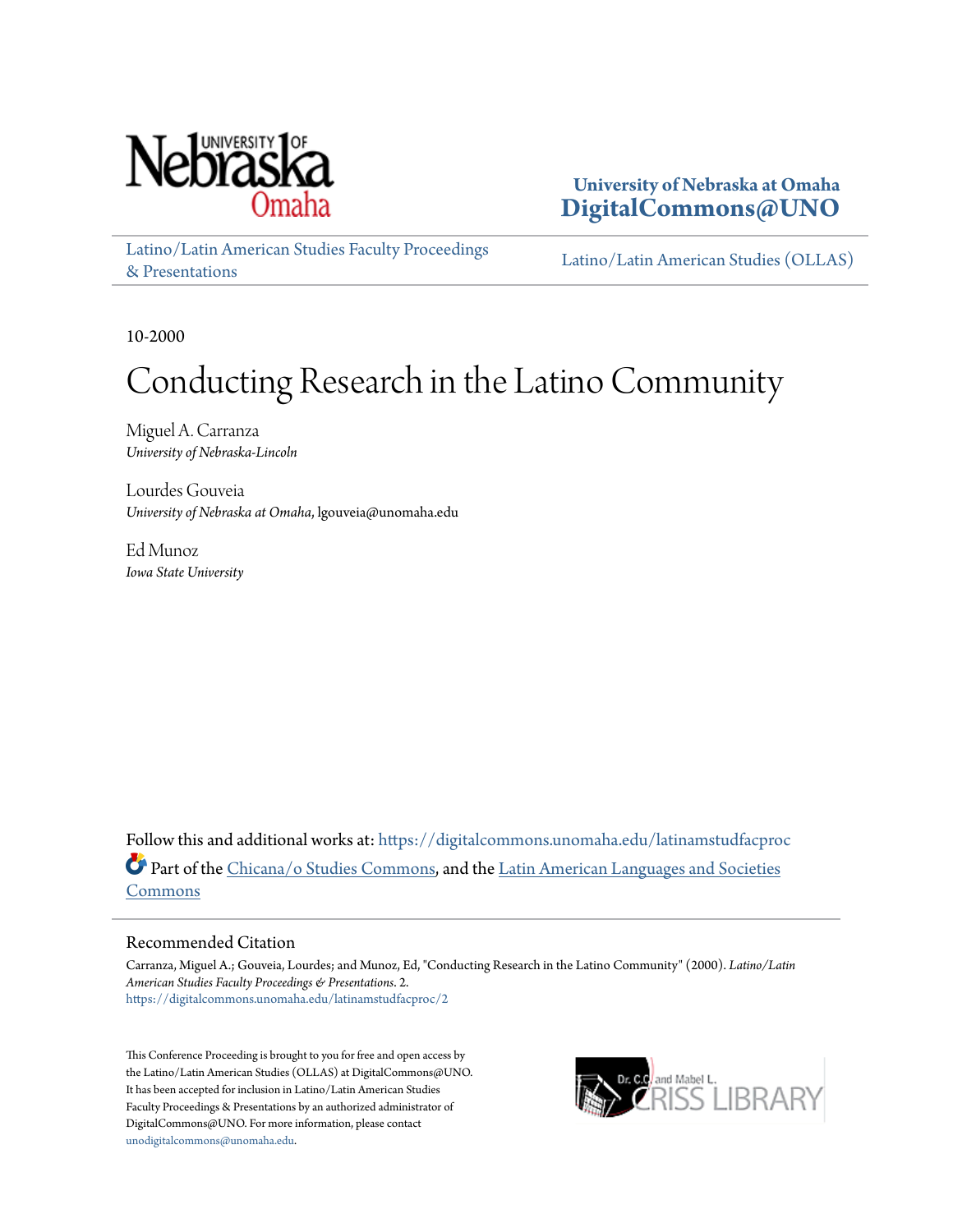University of Nebraska at Omaha
**DigitalCommons@UNO**

Latino/Latin American Studies Faculty Proceedings & Presentations

Latino/Latin American Studies (OLLAS)

10-2000

# Conducting Research in the Latino Community

Miguel A. Carranza
*University of Nebraska-Lincoln*

Lourdes Gouveia
*University of Nebraska at Omaha*, lgouveia@unomaha.edu

Ed Munoz
*Iowa State University*

Follow this and additional works at: https://digitalcommons.unomaha.edu/latinamstudfacproc

Part of the Chicana/o Studies Commons, and the Latin American Languages and Societies Commons

## Recommended Citation

Carranza, Miguel A.; Gouveia, Lourdes; and Munoz, Ed, "Conducting Research in the Latino Community" (2000). *Latino/Latin American Studies Faculty Proceedings & Presentations*. 2.
https://digitalcommons.unomaha.edu/latinamstudfacproc/2

This Conference Proceeding is brought to you for free and open access by the Latino/Latin American Studies (OLLAS) at DigitalCommons@UNO. It has been accepted for inclusion in Latino/Latin American Studies Faculty Proceedings & Presentations by an authorized administrator of DigitalCommons@UNO. For more information, please contact unodigitalcommons@unomaha.edu.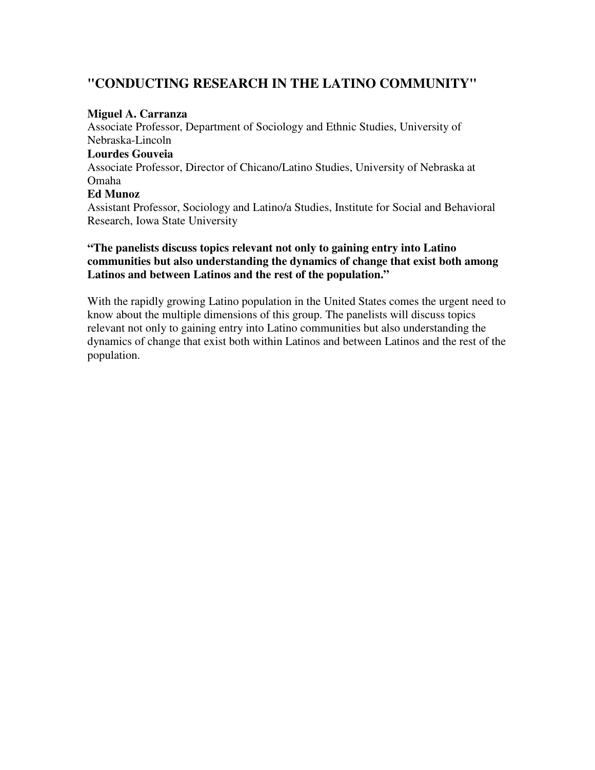## "CONDUCTING RESEARCH IN THE LATINO COMMUNITY"

**Miguel A. Carranza**
Associate Professor, Department of Sociology and Ethnic Studies, University of Nebraska-Lincoln
**Lourdes Gouveia**
Associate Professor, Director of Chicano/Latino Studies, University of Nebraska at Omaha
**Ed Munoz**
Assistant Professor, Sociology and Latino/a Studies, Institute for Social and Behavioral Research, Iowa State University

**"The panelists discuss topics relevant not only to gaining entry into Latino communities but also understanding the dynamics of change that exist both among Latinos and between Latinos and the rest of the population."**

With the rapidly growing Latino population in the United States comes the urgent need to know about the multiple dimensions of this group. The panelists will discuss topics relevant not only to gaining entry into Latino communities but also understanding the dynamics of change that exist both within Latinos and between Latinos and the rest of the population.